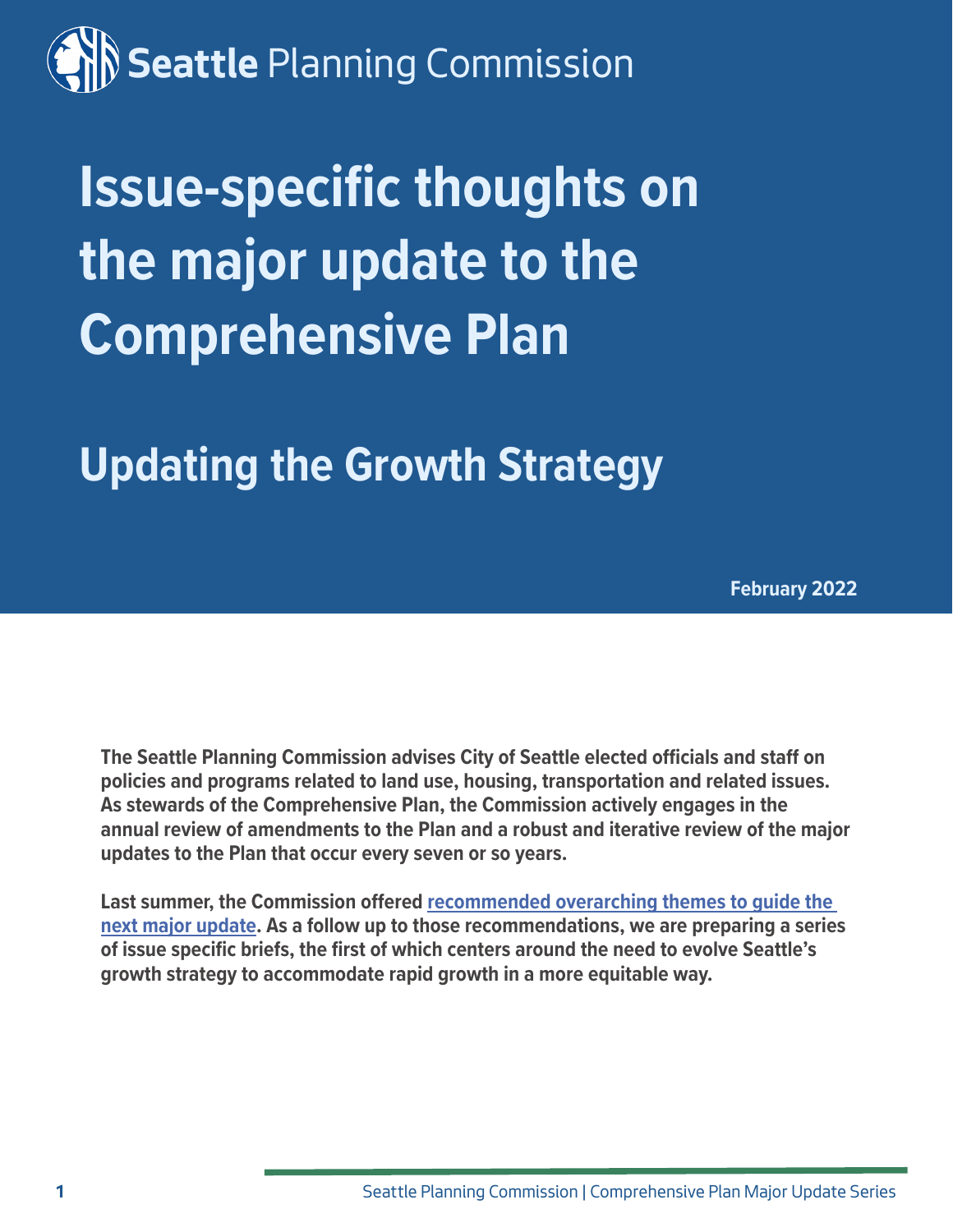Seattle Planning Commission

# Issue-specific thoughts on the major update to the Comprehensive Plan

## Updating the Growth Strategy

**February 2022**

**The Seattle Planning Commission advises City of Seattle elected officials and staff on policies and programs related to land use, housing, transportation and related issues. As stewards of the Comprehensive Plan, the Commission actively engages in the annual review of amendments to the Plan and a robust and iterative review of the major updates to the Plan that occur every seven or so years.**

**Last summer, the Commission offered recommended overarching themes to guide the next major update. As a follow up to those recommendations, we are preparing a series of issue specific briefs, the first of which centers around the need to evolve Seattle's growth strategy to accommodate rapid growth in a more equitable way.**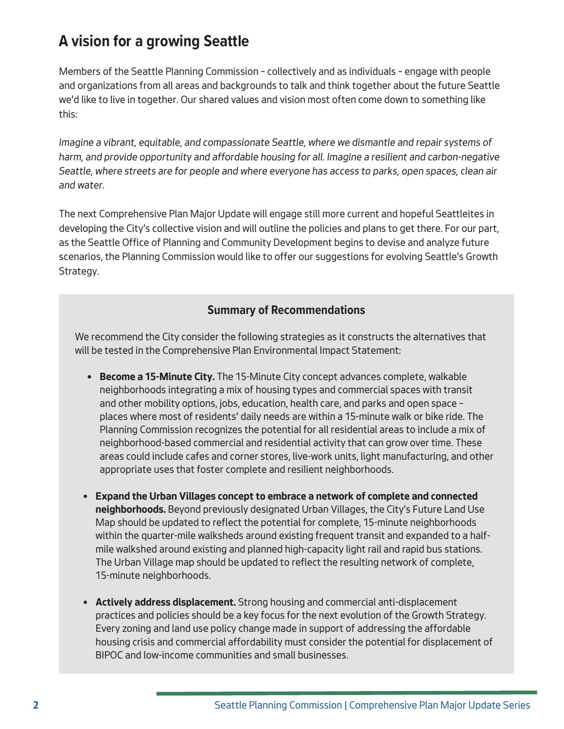## A vision for a growing Seattle

Members of the Seattle Planning Commission – collectively and as individuals – engage with people and organizations from all areas and backgrounds to talk and think together about the future Seattle we'd like to live in together. Our shared values and vision most often come down to something like this:

*Imagine a vibrant, equitable, and compassionate Seattle, where we dismantle and repair systems of harm, and provide opportunity and affordable housing for all. Imagine a resilient and carbon-negative Seattle, where streets are for people and where everyone has access to parks, open spaces, clean air and water.*

The next Comprehensive Plan Major Update will engage still more current and hopeful Seattleites in developing the City's collective vision and will outline the policies and plans to get there. For our part, as the Seattle Office of Planning and Community Development begins to devise and analyze future scenarios, the Planning Commission would like to offer our suggestions for evolving Seattle's Growth Strategy.

### Summary of Recommendations

We recommend the City consider the following strategies as it constructs the alternatives that will be tested in the Comprehensive Plan Environmental Impact Statement:

- **Become a 15-Minute City.** The 15-Minute City concept advances complete, walkable neighborhoods integrating a mix of housing types and commercial spaces with transit and other mobility options, jobs, education, health care, and parks and open space – places where most of residents' daily needs are within a 15-minute walk or bike ride. The Planning Commission recognizes the potential for all residential areas to include a mix of neighborhood-based commercial and residential activity that can grow over time. These areas could include cafes and corner stores, live-work units, light manufacturing, and other appropriate uses that foster complete and resilient neighborhoods.

- **Expand the Urban Villages concept to embrace a network of complete and connected neighborhoods.** Beyond previously designated Urban Villages, the City's Future Land Use Map should be updated to reflect the potential for complete, 15-minute neighborhoods within the quarter-mile walksheds around existing frequent transit and expanded to a half-mile walkshed around existing and planned high-capacity light rail and rapid bus stations. The Urban Village map should be updated to reflect the resulting network of complete, 15-minute neighborhoods.

- **Actively address displacement.** Strong housing and commercial anti-displacement practices and policies should be a key focus for the next evolution of the Growth Strategy. Every zoning and land use policy change made in support of addressing the affordable housing crisis and commercial affordability must consider the potential for displacement of BIPOC and low-income communities and small businesses.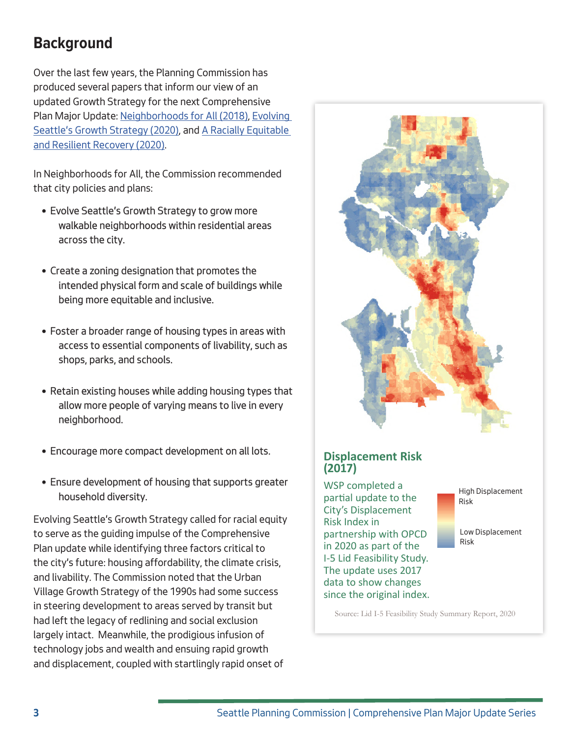## Background

Over the last few years, the Planning Commission has produced several papers that inform our view of an updated Growth Strategy for the next Comprehensive Plan Major Update: [Neighborhoods for All (2018)](), [Evolving Seattle's Growth Strategy (2020)](), and [A Racially Equitable and Resilient Recovery (2020)]().

In Neighborhoods for All, the Commission recommended that city policies and plans:

- Evolve Seattle's Growth Strategy to grow more walkable neighborhoods within residential areas across the city.
- Create a zoning designation that promotes the intended physical form and scale of buildings while being more equitable and inclusive.
- Foster a broader range of housing types in areas with access to essential components of livability, such as shops, parks, and schools.
- Retain existing houses while adding housing types that allow more people of varying means to live in every neighborhood.
- Encourage more compact development on all lots.
- Ensure development of housing that supports greater household diversity.

Evolving Seattle's Growth Strategy called for racial equity to serve as the guiding impulse of the Comprehensive Plan update while identifying three factors critical to the city's future: housing affordability, the climate crisis, and livability. The Commission noted that the Urban Village Growth Strategy of the 1990s had some success in steering development to areas served by transit but had left the legacy of redlining and social exclusion largely intact. Meanwhile, the prodigious infusion of technology jobs and wealth and ensuing rapid growth and displacement, coupled with startlingly rapid onset of

### Displacement Risk (2017)

WSP completed a partial update to the City's Displacement Risk Index in partnership with OPCD in 2020 as part of the I-5 Lid Feasibility Study. The update uses 2017 data to show changes since the original index.

High Displacement Risk

Low Displacement Risk

Source: Lid I-5 Feasibility Study Summary Report, 2020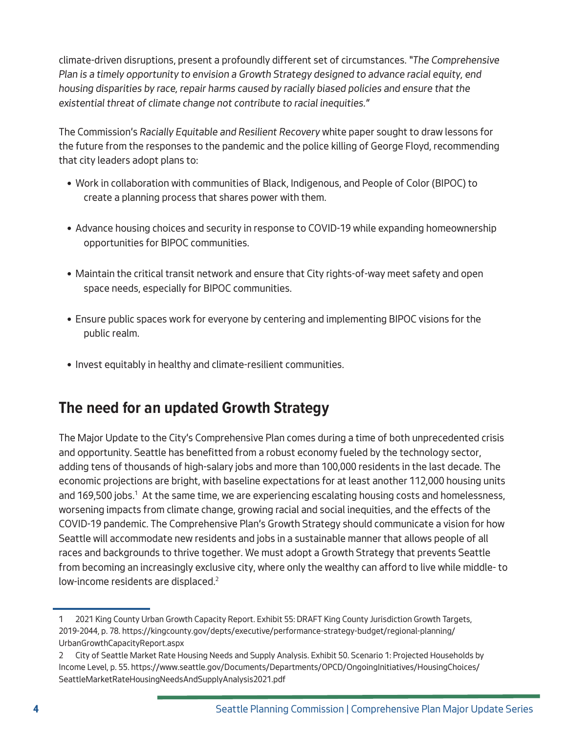climate-driven disruptions, present a profoundly different set of circumstances. "*The Comprehensive Plan is a timely opportunity to envision a Growth Strategy designed to advance racial equity, end housing disparities by race, repair harms caused by racially biased policies and ensure that the existential threat of climate change not contribute to racial inequities.*"

The Commission's *Racially Equitable and Resilient Recovery* white paper sought to draw lessons for the future from the responses to the pandemic and the police killing of George Floyd, recommending that city leaders adopt plans to:

- Work in collaboration with communities of Black, Indigenous, and People of Color (BIPOC) to create a planning process that shares power with them.
- Advance housing choices and security in response to COVID-19 while expanding homeownership opportunities for BIPOC communities.
- Maintain the critical transit network and ensure that City rights-of-way meet safety and open space needs, especially for BIPOC communities.
- Ensure public spaces work for everyone by centering and implementing BIPOC visions for the public realm.
- Invest equitably in healthy and climate-resilient communities.

## The need for an updated Growth Strategy

The Major Update to the City's Comprehensive Plan comes during a time of both unprecedented crisis and opportunity. Seattle has benefitted from a robust economy fueled by the technology sector, adding tens of thousands of high-salary jobs and more than 100,000 residents in the last decade. The economic projections are bright, with baseline expectations for at least another 112,000 housing units and 169,500 jobs.[1] At the same time, we are experiencing escalating housing costs and homelessness, worsening impacts from climate change, growing racial and social inequities, and the effects of the COVID-19 pandemic. The Comprehensive Plan's Growth Strategy should communicate a vision for how Seattle will accommodate new residents and jobs in a sustainable manner that allows people of all races and backgrounds to thrive together. We must adopt a Growth Strategy that prevents Seattle from becoming an increasingly exclusive city, where only the wealthy can afford to live while middle- to low-income residents are displaced.[2]

---

1 2021 King County Urban Growth Capacity Report. Exhibit 55: DRAFT King County Jurisdiction Growth Targets, 2019-2044, p. 78. https://kingcounty.gov/depts/executive/performance-strategy-budget/regional-planning/UrbanGrowthCapacityReport.aspx

2 City of Seattle Market Rate Housing Needs and Supply Analysis. Exhibit 50. Scenario 1: Projected Households by Income Level, p. 55. https://www.seattle.gov/Documents/Departments/OPCD/OngoingInitiatives/HousingChoices/SeattleMarketRateHousingNeedsAndSupplyAnalysis2021.pdf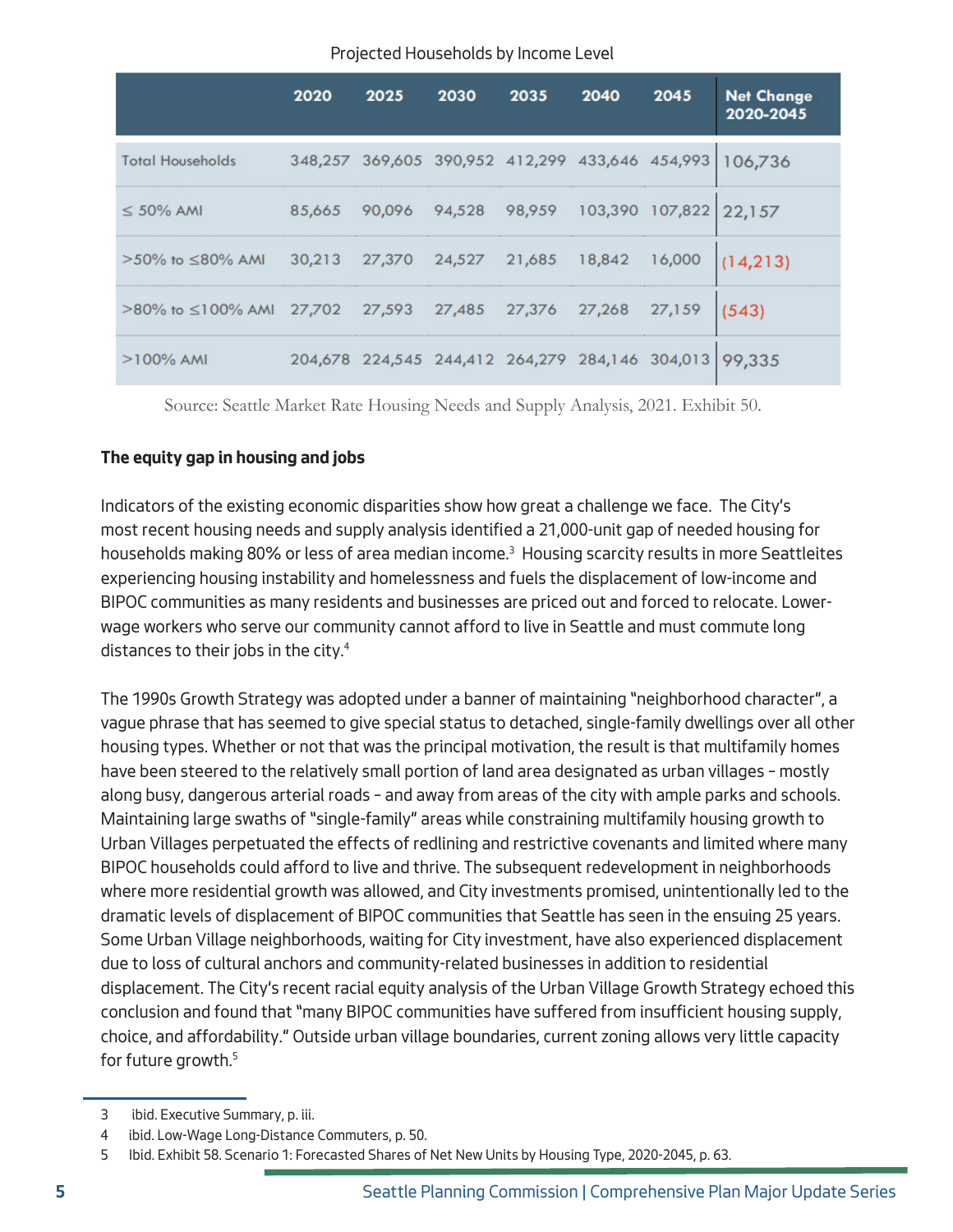Projected Households by Income Level

| | 2020 | 2025 | 2030 | 2035 | 2040 | 2045 | Net Change 2020-2045 |
|---|---|---|---|---|---|---|---|
| Total Households | 348,257 | 369,605 | 390,952 | 412,299 | 433,646 | 454,993 | 106,736 |
| ≤ 50% AMI | 85,665 | 90,096 | 94,528 | 98,959 | 103,390 | 107,822 | 22,157 |
| >50% to ≤80% AMI | 30,213 | 27,370 | 24,527 | 21,685 | 18,842 | 16,000 | (14,213) |
| >80% to ≤100% AMI | 27,702 | 27,593 | 27,485 | 27,376 | 27,268 | 27,159 | (543) |
| >100% AMI | 204,678 | 224,545 | 244,412 | 264,279 | 284,146 | 304,013 | 99,335 |

Source: Seattle Market Rate Housing Needs and Supply Analysis, 2021. Exhibit 50.

**The equity gap in housing and jobs**

Indicators of the existing economic disparities show how great a challenge we face. The City's most recent housing needs and supply analysis identified a 21,000-unit gap of needed housing for households making 80% or less of area median income.[3] Housing scarcity results in more Seattleites experiencing housing instability and homelessness and fuels the displacement of low-income and BIPOC communities as many residents and businesses are priced out and forced to relocate. Lower-wage workers who serve our community cannot afford to live in Seattle and must commute long distances to their jobs in the city.[4]

The 1990s Growth Strategy was adopted under a banner of maintaining "neighborhood character", a vague phrase that has seemed to give special status to detached, single-family dwellings over all other housing types. Whether or not that was the principal motivation, the result is that multifamily homes have been steered to the relatively small portion of land area designated as urban villages – mostly along busy, dangerous arterial roads – and away from areas of the city with ample parks and schools. Maintaining large swaths of "single-family" areas while constraining multifamily housing growth to Urban Villages perpetuated the effects of redlining and restrictive covenants and limited where many BIPOC households could afford to live and thrive. The subsequent redevelopment in neighborhoods where more residential growth was allowed, and City investments promised, unintentionally led to the dramatic levels of displacement of BIPOC communities that Seattle has seen in the ensuing 25 years. Some Urban Village neighborhoods, waiting for City investment, have also experienced displacement due to loss of cultural anchors and community-related businesses in addition to residential displacement. The City's recent racial equity analysis of the Urban Village Growth Strategy echoed this conclusion and found that "many BIPOC communities have suffered from insufficient housing supply, choice, and affordability." Outside urban village boundaries, current zoning allows very little capacity for future growth.[5]

---

3 ibid. Executive Summary, p. iii.

4 ibid. Low-Wage Long-Distance Commuters, p. 50.

5 Ibid. Exhibit 58. Scenario 1: Forecasted Shares of Net New Units by Housing Type, 2020-2045, p. 63.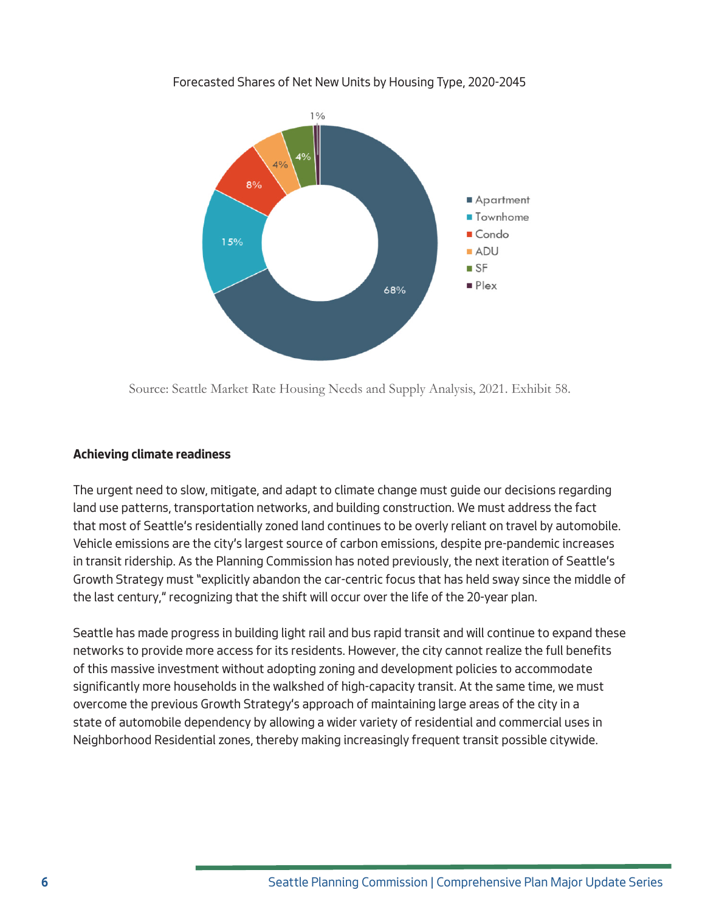Forecasted Shares of Net New Units by Housing Type, 2020-2045

| Housing Type | Share |
| --- | --- |
| Apartment | 68% |
| Townhome | 15% |
| Condo | 8% |
| ADU | 4% |
| SF | 4% |
| Plex | 1% |

Source: Seattle Market Rate Housing Needs and Supply Analysis, 2021. Exhibit 58.

### Achieving climate readiness

The urgent need to slow, mitigate, and adapt to climate change must guide our decisions regarding land use patterns, transportation networks, and building construction. We must address the fact that most of Seattle's residentially zoned land continues to be overly reliant on travel by automobile. Vehicle emissions are the city's largest source of carbon emissions, despite pre-pandemic increases in transit ridership. As the Planning Commission has noted previously, the next iteration of Seattle's Growth Strategy must "explicitly abandon the car-centric focus that has held sway since the middle of the last century," recognizing that the shift will occur over the life of the 20-year plan.

Seattle has made progress in building light rail and bus rapid transit and will continue to expand these networks to provide more access for its residents. However, the city cannot realize the full benefits of this massive investment without adopting zoning and development policies to accommodate significantly more households in the walkshed of high-capacity transit. At the same time, we must overcome the previous Growth Strategy's approach of maintaining large areas of the city in a state of automobile dependency by allowing a wider variety of residential and commercial uses in Neighborhood Residential zones, thereby making increasingly frequent transit possible citywide.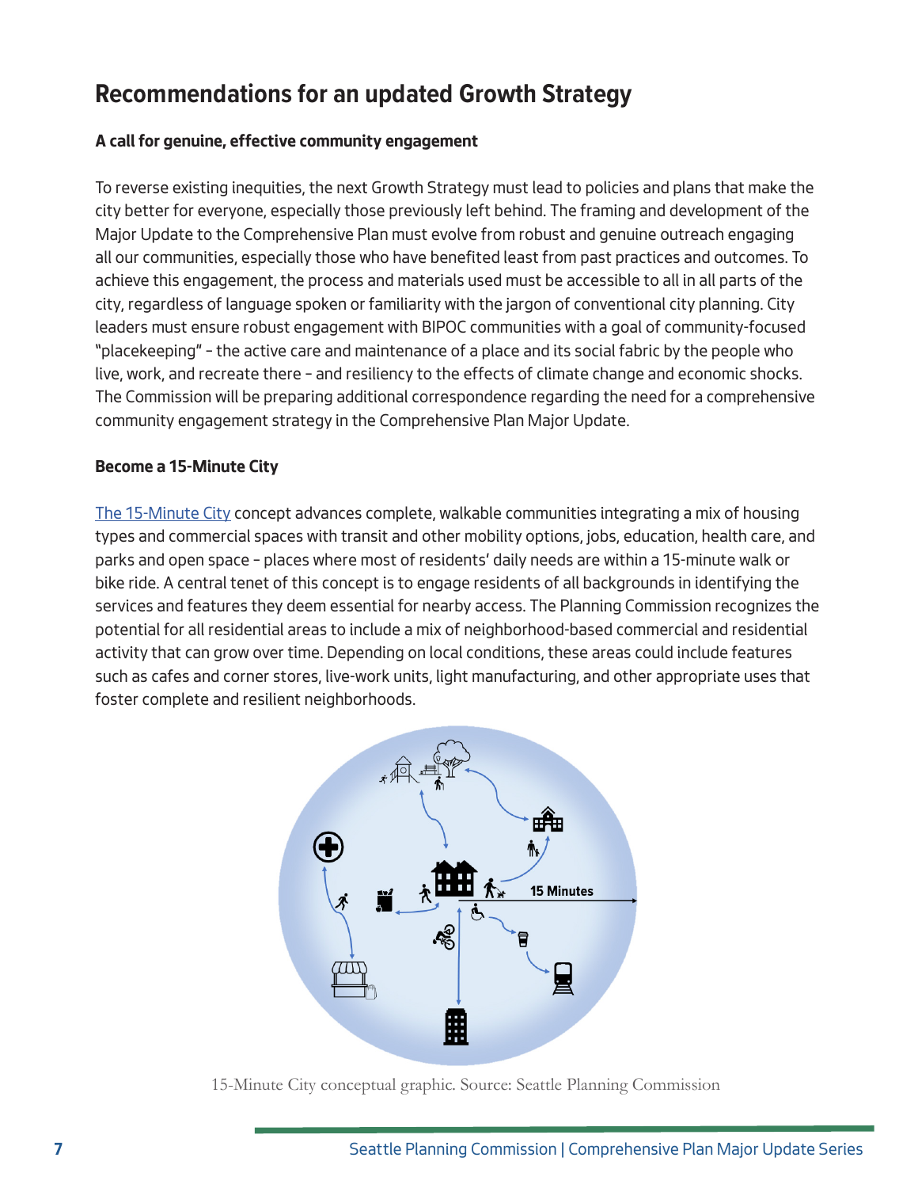## Recommendations for an updated Growth Strategy

### A call for genuine, effective community engagement

To reverse existing inequities, the next Growth Strategy must lead to policies and plans that make the city better for everyone, especially those previously left behind. The framing and development of the Major Update to the Comprehensive Plan must evolve from robust and genuine outreach engaging all our communities, especially those who have benefited least from past practices and outcomes. To achieve this engagement, the process and materials used must be accessible to all in all parts of the city, regardless of language spoken or familiarity with the jargon of conventional city planning. City leaders must ensure robust engagement with BIPOC communities with a goal of community-focused "placekeeping" – the active care and maintenance of a place and its social fabric by the people who live, work, and recreate there – and resiliency to the effects of climate change and economic shocks. The Commission will be preparing additional correspondence regarding the need for a comprehensive community engagement strategy in the Comprehensive Plan Major Update.

### Become a 15-Minute City

The 15-Minute City concept advances complete, walkable communities integrating a mix of housing types and commercial spaces with transit and other mobility options, jobs, education, health care, and parks and open space – places where most of residents' daily needs are within a 15-minute walk or bike ride. A central tenet of this concept is to engage residents of all backgrounds in identifying the services and features they deem essential for nearby access. The Planning Commission recognizes the potential for all residential areas to include a mix of neighborhood-based commercial and residential activity that can grow over time. Depending on local conditions, these areas could include features such as cafes and corner stores, live-work units, light manufacturing, and other appropriate uses that foster complete and resilient neighborhoods.

15-Minute City conceptual graphic. Source: Seattle Planning Commission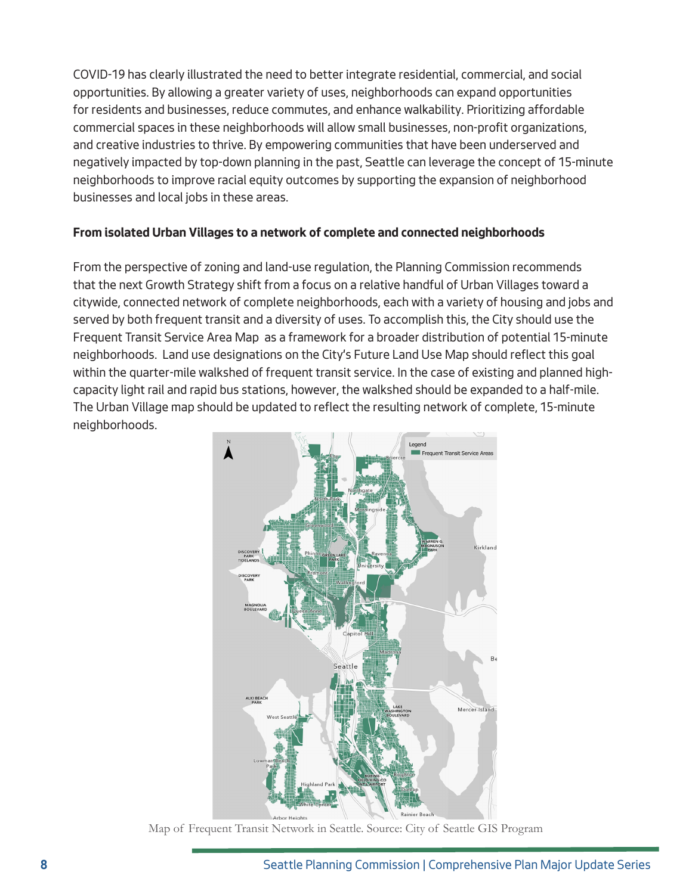COVID-19 has clearly illustrated the need to better integrate residential, commercial, and social opportunities. By allowing a greater variety of uses, neighborhoods can expand opportunities for residents and businesses, reduce commutes, and enhance walkability. Prioritizing affordable commercial spaces in these neighborhoods will allow small businesses, non-profit organizations, and creative industries to thrive. By empowering communities that have been underserved and negatively impacted by top-down planning in the past, Seattle can leverage the concept of 15-minute neighborhoods to improve racial equity outcomes by supporting the expansion of neighborhood businesses and local jobs in these areas.

**From isolated Urban Villages to a network of complete and connected neighborhoods**

From the perspective of zoning and land-use regulation, the Planning Commission recommends that the next Growth Strategy shift from a focus on a relative handful of Urban Villages toward a citywide, connected network of complete neighborhoods, each with a variety of housing and jobs and served by both frequent transit and a diversity of uses. To accomplish this, the City should use the Frequent Transit Service Area Map as a framework for a broader distribution of potential 15-minute neighborhoods. Land use designations on the City's Future Land Use Map should reflect this goal within the quarter-mile walkshed of frequent transit service. In the case of existing and planned high-capacity light rail and rapid bus stations, however, the walkshed should be expanded to a half-mile. The Urban Village map should be updated to reflect the resulting network of complete, 15-minute neighborhoods.

Map of Frequent Transit Network in Seattle. Source: City of Seattle GIS Program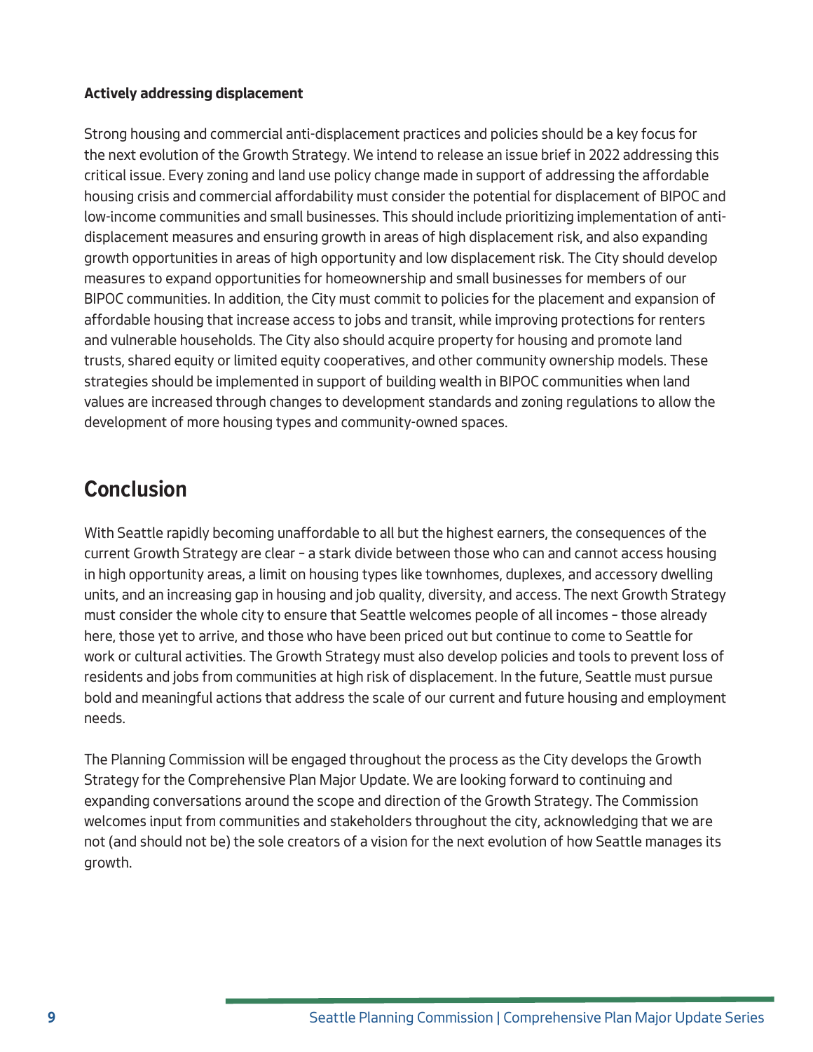**Actively addressing displacement**

Strong housing and commercial anti-displacement practices and policies should be a key focus for the next evolution of the Growth Strategy. We intend to release an issue brief in 2022 addressing this critical issue. Every zoning and land use policy change made in support of addressing the affordable housing crisis and commercial affordability must consider the potential for displacement of BIPOC and low-income communities and small businesses. This should include prioritizing implementation of anti-displacement measures and ensuring growth in areas of high displacement risk, and also expanding growth opportunities in areas of high opportunity and low displacement risk. The City should develop measures to expand opportunities for homeownership and small businesses for members of our BIPOC communities. In addition, the City must commit to policies for the placement and expansion of affordable housing that increase access to jobs and transit, while improving protections for renters and vulnerable households. The City also should acquire property for housing and promote land trusts, shared equity or limited equity cooperatives, and other community ownership models. These strategies should be implemented in support of building wealth in BIPOC communities when land values are increased through changes to development standards and zoning regulations to allow the development of more housing types and community-owned spaces.

## Conclusion

With Seattle rapidly becoming unaffordable to all but the highest earners, the consequences of the current Growth Strategy are clear – a stark divide between those who can and cannot access housing in high opportunity areas, a limit on housing types like townhomes, duplexes, and accessory dwelling units, and an increasing gap in housing and job quality, diversity, and access. The next Growth Strategy must consider the whole city to ensure that Seattle welcomes people of all incomes – those already here, those yet to arrive, and those who have been priced out but continue to come to Seattle for work or cultural activities. The Growth Strategy must also develop policies and tools to prevent loss of residents and jobs from communities at high risk of displacement. In the future, Seattle must pursue bold and meaningful actions that address the scale of our current and future housing and employment needs.

The Planning Commission will be engaged throughout the process as the City develops the Growth Strategy for the Comprehensive Plan Major Update. We are looking forward to continuing and expanding conversations around the scope and direction of the Growth Strategy. The Commission welcomes input from communities and stakeholders throughout the city, acknowledging that we are not (and should not be) the sole creators of a vision for the next evolution of how Seattle manages its growth.